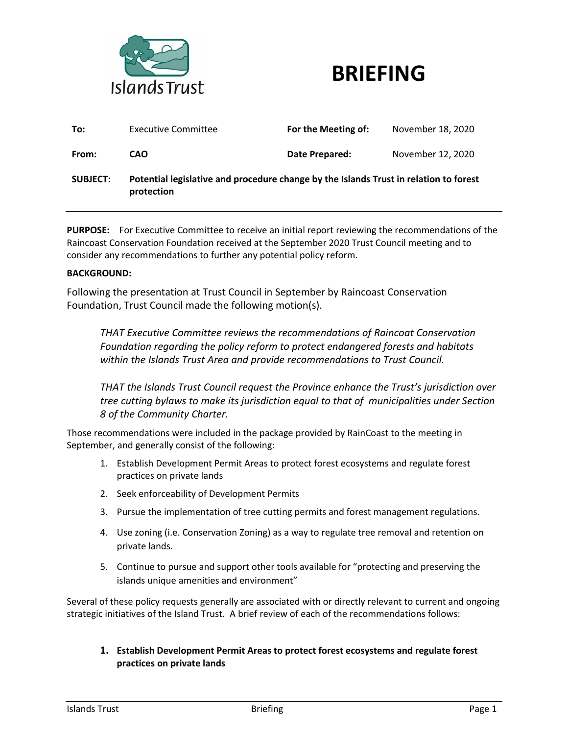Islands Trust

# BRIEFING

| | | | |
|---|---|---|---|
| **To:** | Executive Committee | **For the Meeting of:** | November 18, 2020 |
| **From:** | **CAO** | **Date Prepared:** | November 12, 2020 |
| **SUBJECT:** | **Potential legislative and procedure change by the Islands Trust in relation to forest protection** | | |

**PURPOSE:** For Executive Committee to receive an initial report reviewing the recommendations of the Raincoast Conservation Foundation received at the September 2020 Trust Council meeting and to consider any recommendations to further any potential policy reform.

**BACKGROUND:**

Following the presentation at Trust Council in September by Raincoast Conservation Foundation, Trust Council made the following motion(s).

> *THAT Executive Committee reviews the recommendations of Raincoat Conservation Foundation regarding the policy reform to protect endangered forests and habitats within the Islands Trust Area and provide recommendations to Trust Council.*
>
> *THAT the Islands Trust Council request the Province enhance the Trust's jurisdiction over tree cutting bylaws to make its jurisdiction equal to that of municipalities under Section 8 of the Community Charter.*

Those recommendations were included in the package provided by RainCoast to the meeting in September, and generally consist of the following:

1. Establish Development Permit Areas to protect forest ecosystems and regulate forest practices on private lands
2. Seek enforceability of Development Permits
3. Pursue the implementation of tree cutting permits and forest management regulations.
4. Use zoning (i.e. Conservation Zoning) as a way to regulate tree removal and retention on private lands.
5. Continue to pursue and support other tools available for "protecting and preserving the islands unique amenities and environment"

Several of these policy requests generally are associated with or directly relevant to current and ongoing strategic initiatives of the Island Trust. A brief review of each of the recommendations follows:

1. **Establish Development Permit Areas to protect forest ecosystems and regulate forest practices on private lands**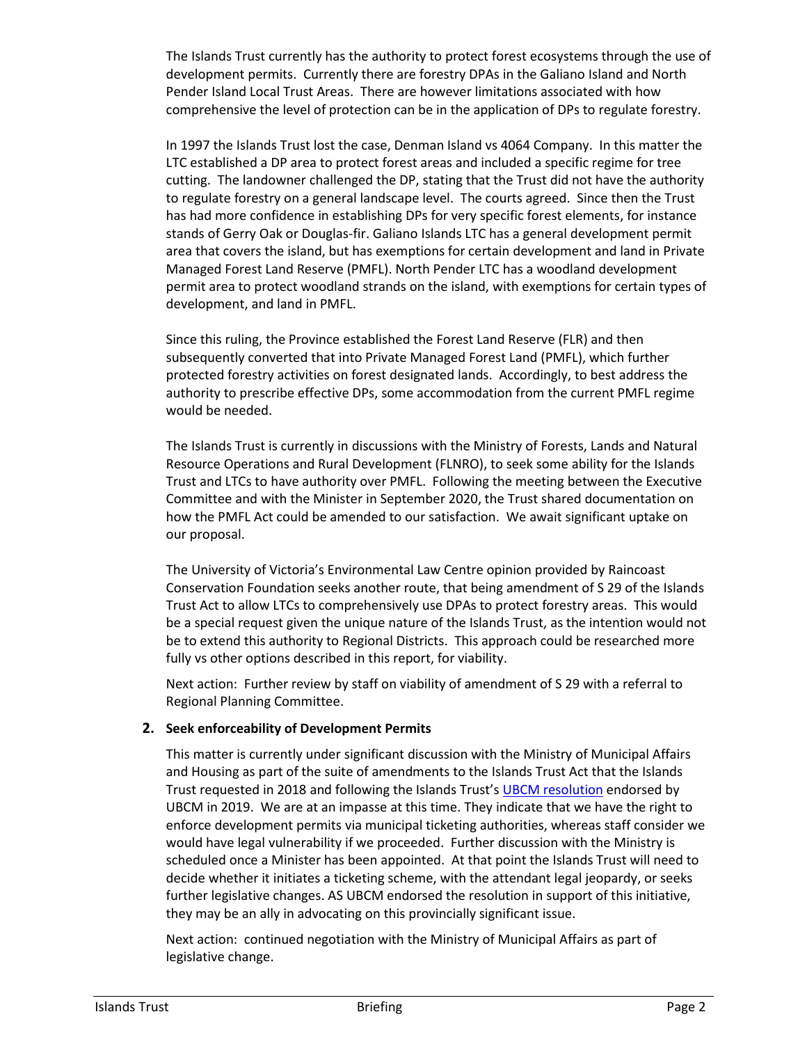The Islands Trust currently has the authority to protect forest ecosystems through the use of development permits. Currently there are forestry DPAs in the Galiano Island and North Pender Island Local Trust Areas. There are however limitations associated with how comprehensive the level of protection can be in the application of DPs to regulate forestry.

In 1997 the Islands Trust lost the case, Denman Island vs 4064 Company. In this matter the LTC established a DP area to protect forest areas and included a specific regime for tree cutting. The landowner challenged the DP, stating that the Trust did not have the authority to regulate forestry on a general landscape level. The courts agreed. Since then the Trust has had more confidence in establishing DPs for very specific forest elements, for instance stands of Gerry Oak or Douglas-fir. Galiano Islands LTC has a general development permit area that covers the island, but has exemptions for certain development and land in Private Managed Forest Land Reserve (PMFL). North Pender LTC has a woodland development permit area to protect woodland strands on the island, with exemptions for certain types of development, and land in PMFL.

Since this ruling, the Province established the Forest Land Reserve (FLR) and then subsequently converted that into Private Managed Forest Land (PMFL), which further protected forestry activities on forest designated lands. Accordingly, to best address the authority to prescribe effective DPs, some accommodation from the current PMFL regime would be needed.

The Islands Trust is currently in discussions with the Ministry of Forests, Lands and Natural Resource Operations and Rural Development (FLNRO), to seek some ability for the Islands Trust and LTCs to have authority over PMFL. Following the meeting between the Executive Committee and with the Minister in September 2020, the Trust shared documentation on how the PMFL Act could be amended to our satisfaction. We await significant uptake on our proposal.

The University of Victoria's Environmental Law Centre opinion provided by Raincoast Conservation Foundation seeks another route, that being amendment of S 29 of the Islands Trust Act to allow LTCs to comprehensively use DPAs to protect forestry areas. This would be a special request given the unique nature of the Islands Trust, as the intention would not be to extend this authority to Regional Districts. This approach could be researched more fully vs other options described in this report, for viability.

Next action: Further review by staff on viability of amendment of S 29 with a referral to Regional Planning Committee.

**2. Seek enforceability of Development Permits**

This matter is currently under significant discussion with the Ministry of Municipal Affairs and Housing as part of the suite of amendments to the Islands Trust Act that the Islands Trust requested in 2018 and following the Islands Trust's UBCM resolution endorsed by UBCM in 2019. We are at an impasse at this time. They indicate that we have the right to enforce development permits via municipal ticketing authorities, whereas staff consider we would have legal vulnerability if we proceeded. Further discussion with the Ministry is scheduled once a Minister has been appointed. At that point the Islands Trust will need to decide whether it initiates a ticketing scheme, with the attendant legal jeopardy, or seeks further legislative changes. AS UBCM endorsed the resolution in support of this initiative, they may be an ally in advocating on this provincially significant issue.

Next action: continued negotiation with the Ministry of Municipal Affairs as part of legislative change.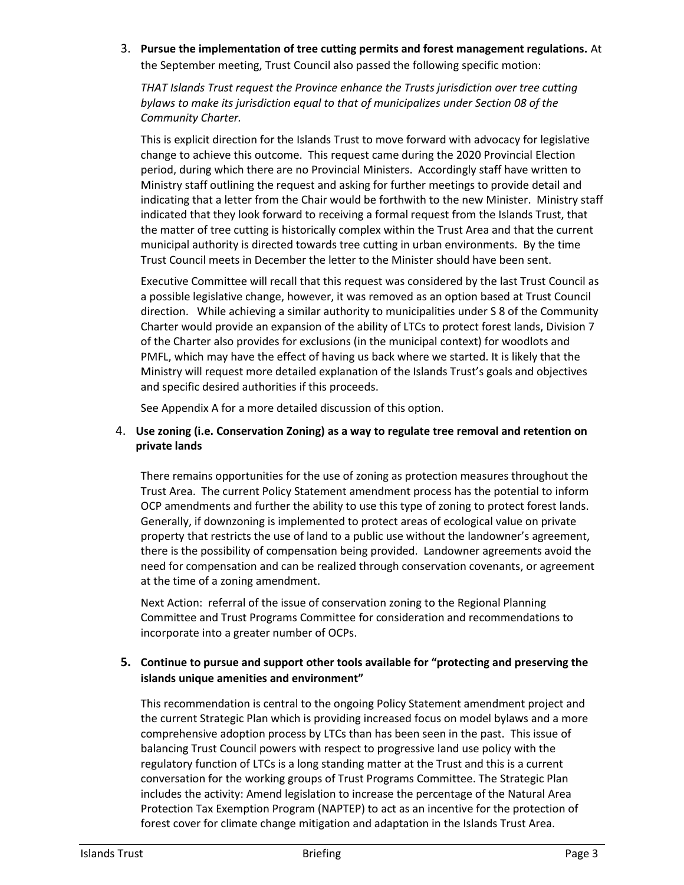3. **Pursue the implementation of tree cutting permits and forest management regulations.** At the September meeting, Trust Council also passed the following specific motion:

   *THAT Islands Trust request the Province enhance the Trusts jurisdiction over tree cutting bylaws to make its jurisdiction equal to that of municipalizes under Section 08 of the Community Charter.*

   This is explicit direction for the Islands Trust to move forward with advocacy for legislative change to achieve this outcome. This request came during the 2020 Provincial Election period, during which there are no Provincial Ministers. Accordingly staff have written to Ministry staff outlining the request and asking for further meetings to provide detail and indicating that a letter from the Chair would be forthwith to the new Minister. Ministry staff indicated that they look forward to receiving a formal request from the Islands Trust, that the matter of tree cutting is historically complex within the Trust Area and that the current municipal authority is directed towards tree cutting in urban environments. By the time Trust Council meets in December the letter to the Minister should have been sent.

   Executive Committee will recall that this request was considered by the last Trust Council as a possible legislative change, however, it was removed as an option based at Trust Council direction. While achieving a similar authority to municipalities under S 8 of the Community Charter would provide an expansion of the ability of LTCs to protect forest lands, Division 7 of the Charter also provides for exclusions (in the municipal context) for woodlots and PMFL, which may have the effect of having us back where we started. It is likely that the Ministry will request more detailed explanation of the Islands Trust's goals and objectives and specific desired authorities if this proceeds.

   See Appendix A for a more detailed discussion of this option.

4. **Use zoning (i.e. Conservation Zoning) as a way to regulate tree removal and retention on private lands**

   There remains opportunities for the use of zoning as protection measures throughout the Trust Area. The current Policy Statement amendment process has the potential to inform OCP amendments and further the ability to use this type of zoning to protect forest lands. Generally, if downzoning is implemented to protect areas of ecological value on private property that restricts the use of land to a public use without the landowner's agreement, there is the possibility of compensation being provided. Landowner agreements avoid the need for compensation and can be realized through conservation covenants, or agreement at the time of a zoning amendment.

   Next Action: referral of the issue of conservation zoning to the Regional Planning Committee and Trust Programs Committee for consideration and recommendations to incorporate into a greater number of OCPs.

5. **Continue to pursue and support other tools available for "protecting and preserving the islands unique amenities and environment"**

   This recommendation is central to the ongoing Policy Statement amendment project and the current Strategic Plan which is providing increased focus on model bylaws and a more comprehensive adoption process by LTCs than has been seen in the past. This issue of balancing Trust Council powers with respect to progressive land use policy with the regulatory function of LTCs is a long standing matter at the Trust and this is a current conversation for the working groups of Trust Programs Committee. The Strategic Plan includes the activity: Amend legislation to increase the percentage of the Natural Area Protection Tax Exemption Program (NAPTEP) to act as an incentive for the protection of forest cover for climate change mitigation and adaptation in the Islands Trust Area.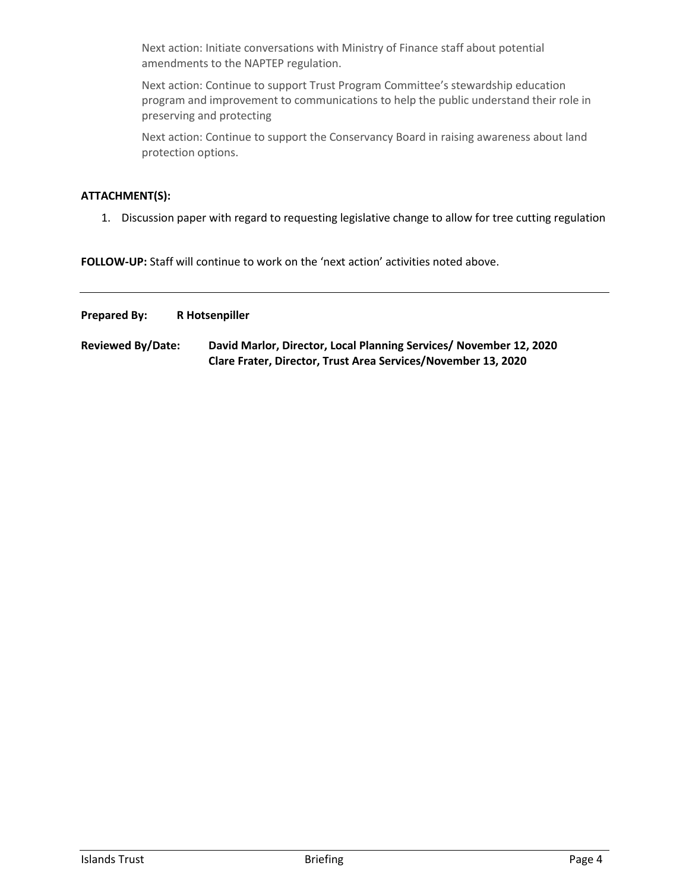Next action: Initiate conversations with Ministry of Finance staff about potential amendments to the NAPTEP regulation.

Next action: Continue to support Trust Program Committee's stewardship education program and improvement to communications to help the public understand their role in preserving and protecting

Next action: Continue to support the Conservancy Board in raising awareness about land protection options.

**ATTACHMENT(S):**

1. Discussion paper with regard to requesting legislative change to allow for tree cutting regulation

**FOLLOW-UP:** Staff will continue to work on the 'next action' activities noted above.

---

**Prepared By:** **R Hotsenpiller**

**Reviewed By/Date:** **David Marlor, Director, Local Planning Services/ November 12, 2020**
**Clare Frater, Director, Trust Area Services/November 13, 2020**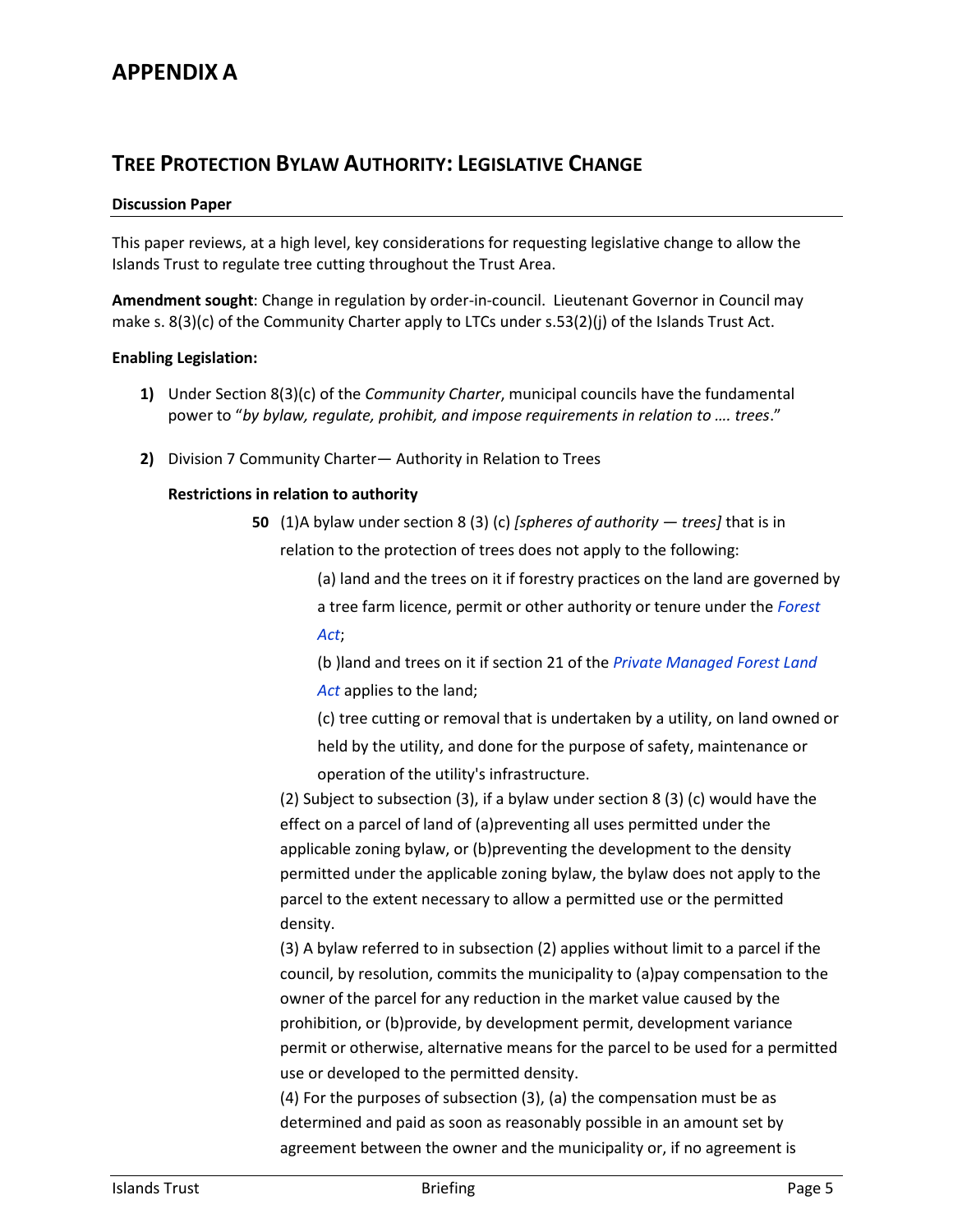# APPENDIX A

## TREE PROTECTION BYLAW AUTHORITY: LEGISLATIVE CHANGE

**Discussion Paper**

This paper reviews, at a high level, key considerations for requesting legislative change to allow the Islands Trust to regulate tree cutting throughout the Trust Area.

**Amendment sought**: Change in regulation by order-in-council. Lieutenant Governor in Council may make s. 8(3)(c) of the Community Charter apply to LTCs under s.53(2)(j) of the Islands Trust Act.

**Enabling Legislation:**

1) Under Section 8(3)(c) of the *Community Charter*, municipal councils have the fundamental power to "*by bylaw, regulate, prohibit, and impose requirements in relation to …. trees*."

2) Division 7 Community Charter— Authority in Relation to Trees

**Restrictions in relation to authority**

**50** (1)A bylaw under section 8 (3) (c) *[spheres of authority — trees]* that is in relation to the protection of trees does not apply to the following:

(a) land and the trees on it if forestry practices on the land are governed by a tree farm licence, permit or other authority or tenure under the *Forest Act*;

(b )land and trees on it if section 21 of the *Private Managed Forest Land Act* applies to the land;

(c) tree cutting or removal that is undertaken by a utility, on land owned or held by the utility, and done for the purpose of safety, maintenance or operation of the utility's infrastructure.

(2) Subject to subsection (3), if a bylaw under section 8 (3) (c) would have the effect on a parcel of land of (a)preventing all uses permitted under the applicable zoning bylaw, or (b)preventing the development to the density permitted under the applicable zoning bylaw, the bylaw does not apply to the parcel to the extent necessary to allow a permitted use or the permitted density.

(3) A bylaw referred to in subsection (2) applies without limit to a parcel if the council, by resolution, commits the municipality to (a)pay compensation to the owner of the parcel for any reduction in the market value caused by the prohibition, or (b)provide, by development permit, development variance permit or otherwise, alternative means for the parcel to be used for a permitted use or developed to the permitted density.

(4) For the purposes of subsection (3), (a) the compensation must be as determined and paid as soon as reasonably possible in an amount set by agreement between the owner and the municipality or, if no agreement is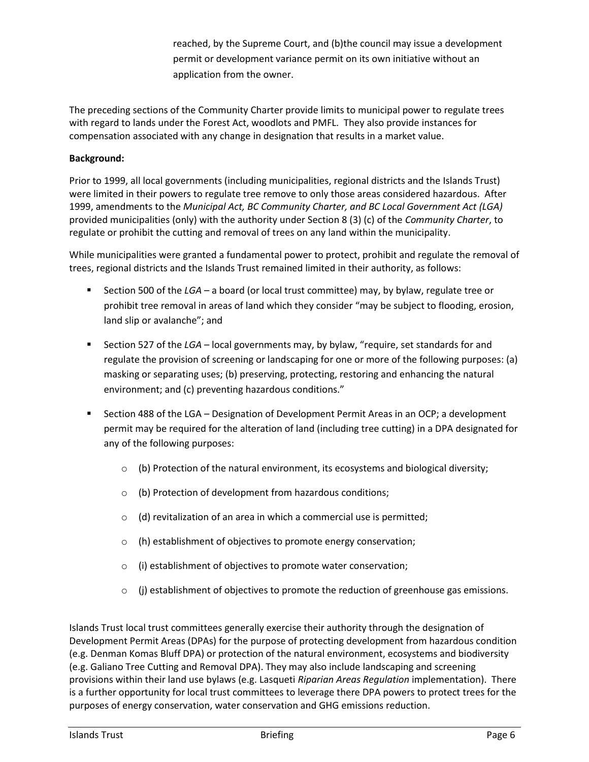reached, by the Supreme Court, and (b)the council may issue a development permit or development variance permit on its own initiative without an application from the owner.

The preceding sections of the Community Charter provide limits to municipal power to regulate trees with regard to lands under the Forest Act, woodlots and PMFL. They also provide instances for compensation associated with any change in designation that results in a market value.

**Background:**

Prior to 1999, all local governments (including municipalities, regional districts and the Islands Trust) were limited in their powers to regulate tree remove to only those areas considered hazardous. After 1999, amendments to the *Municipal Act, BC Community Charter, and BC Local Government Act (LGA)* provided municipalities (only) with the authority under Section 8 (3) (c) of the *Community Charter*, to regulate or prohibit the cutting and removal of trees on any land within the municipality.

While municipalities were granted a fundamental power to protect, prohibit and regulate the removal of trees, regional districts and the Islands Trust remained limited in their authority, as follows:

- Section 500 of the *LGA* – a board (or local trust committee) may, by bylaw, regulate tree or prohibit tree removal in areas of land which they consider "may be subject to flooding, erosion, land slip or avalanche"; and
- Section 527 of the *LGA* – local governments may, by bylaw, "require, set standards for and regulate the provision of screening or landscaping for one or more of the following purposes: (a) masking or separating uses; (b) preserving, protecting, restoring and enhancing the natural environment; and (c) preventing hazardous conditions."
- Section 488 of the LGA – Designation of Development Permit Areas in an OCP; a development permit may be required for the alteration of land (including tree cutting) in a DPA designated for any of the following purposes:
  - (b) Protection of the natural environment, its ecosystems and biological diversity;
  - (b) Protection of development from hazardous conditions;
  - (d) revitalization of an area in which a commercial use is permitted;
  - (h) establishment of objectives to promote energy conservation;
  - (i) establishment of objectives to promote water conservation;
  - (j) establishment of objectives to promote the reduction of greenhouse gas emissions.

Islands Trust local trust committees generally exercise their authority through the designation of Development Permit Areas (DPAs) for the purpose of protecting development from hazardous condition (e.g. Denman Komas Bluff DPA) or protection of the natural environment, ecosystems and biodiversity (e.g. Galiano Tree Cutting and Removal DPA). They may also include landscaping and screening provisions within their land use bylaws (e.g. Lasqueti *Riparian Areas Regulation* implementation). There is a further opportunity for local trust committees to leverage there DPA powers to protect trees for the purposes of energy conservation, water conservation and GHG emissions reduction.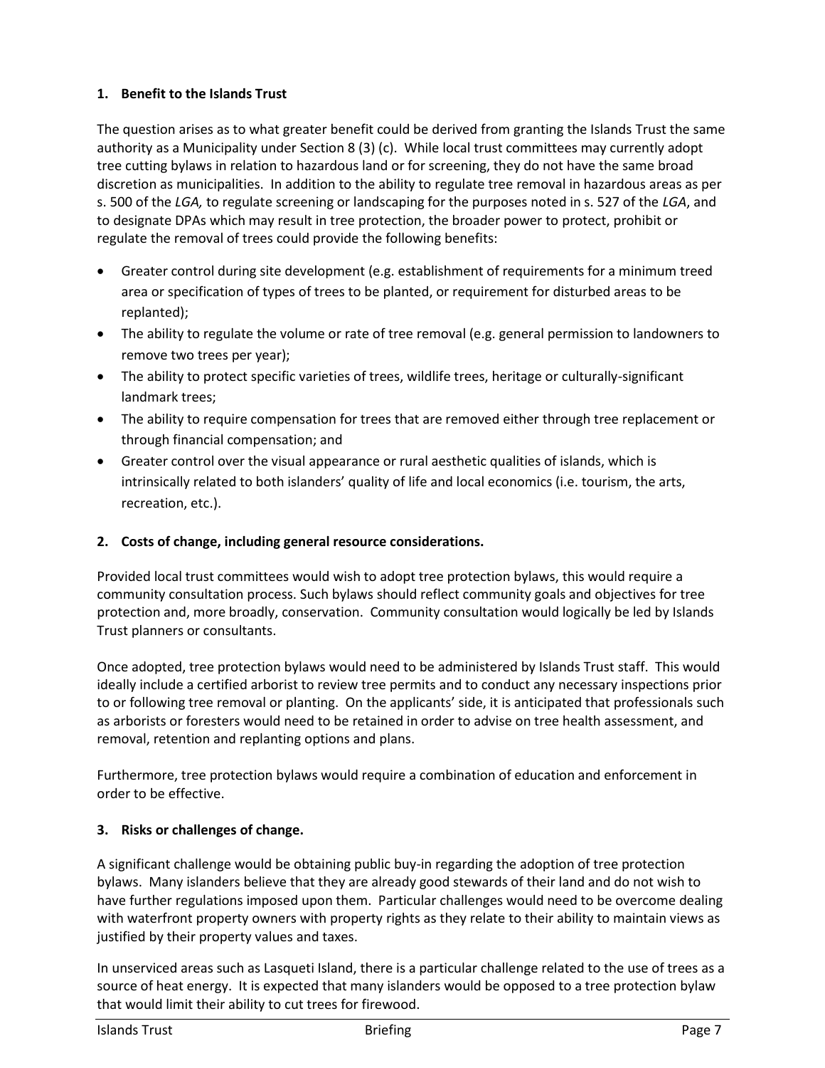**1. Benefit to the Islands Trust**

The question arises as to what greater benefit could be derived from granting the Islands Trust the same authority as a Municipality under Section 8 (3) (c). While local trust committees may currently adopt tree cutting bylaws in relation to hazardous land or for screening, they do not have the same broad discretion as municipalities. In addition to the ability to regulate tree removal in hazardous areas as per s. 500 of the *LGA,* to regulate screening or landscaping for the purposes noted in s. 527 of the *LGA*, and to designate DPAs which may result in tree protection, the broader power to protect, prohibit or regulate the removal of trees could provide the following benefits:

- Greater control during site development (e.g. establishment of requirements for a minimum treed area or specification of types of trees to be planted, or requirement for disturbed areas to be replanted);
- The ability to regulate the volume or rate of tree removal (e.g. general permission to landowners to remove two trees per year);
- The ability to protect specific varieties of trees, wildlife trees, heritage or culturally-significant landmark trees;
- The ability to require compensation for trees that are removed either through tree replacement or through financial compensation; and
- Greater control over the visual appearance or rural aesthetic qualities of islands, which is intrinsically related to both islanders' quality of life and local economics (i.e. tourism, the arts, recreation, etc.).

**2. Costs of change, including general resource considerations.**

Provided local trust committees would wish to adopt tree protection bylaws, this would require a community consultation process. Such bylaws should reflect community goals and objectives for tree protection and, more broadly, conservation. Community consultation would logically be led by Islands Trust planners or consultants.

Once adopted, tree protection bylaws would need to be administered by Islands Trust staff. This would ideally include a certified arborist to review tree permits and to conduct any necessary inspections prior to or following tree removal or planting. On the applicants' side, it is anticipated that professionals such as arborists or foresters would need to be retained in order to advise on tree health assessment, and removal, retention and replanting options and plans.

Furthermore, tree protection bylaws would require a combination of education and enforcement in order to be effective.

**3. Risks or challenges of change.**

A significant challenge would be obtaining public buy-in regarding the adoption of tree protection bylaws. Many islanders believe that they are already good stewards of their land and do not wish to have further regulations imposed upon them. Particular challenges would need to be overcome dealing with waterfront property owners with property rights as they relate to their ability to maintain views as justified by their property values and taxes.

In unserviced areas such as Lasqueti Island, there is a particular challenge related to the use of trees as a source of heat energy. It is expected that many islanders would be opposed to a tree protection bylaw that would limit their ability to cut trees for firewood.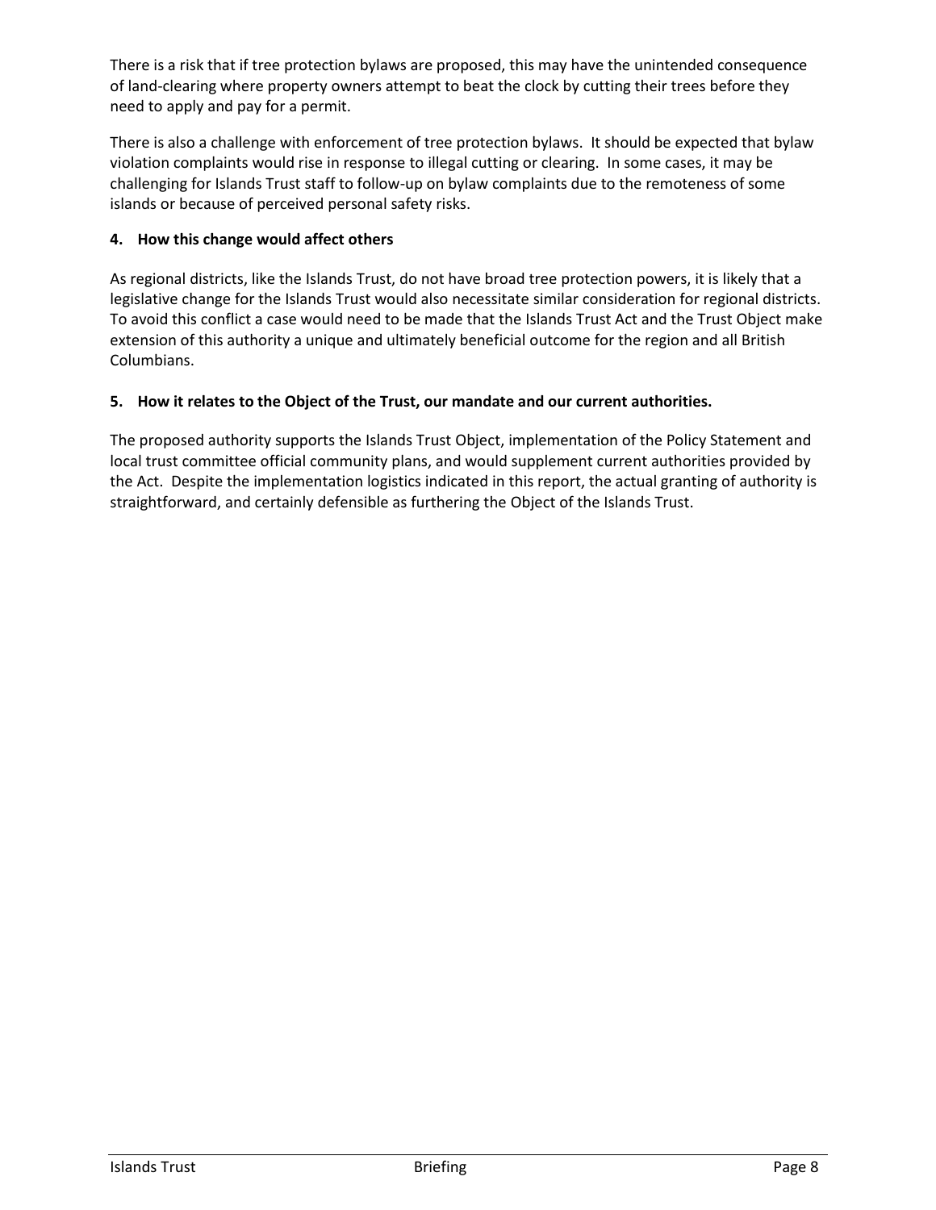There is a risk that if tree protection bylaws are proposed, this may have the unintended consequence of land-clearing where property owners attempt to beat the clock by cutting their trees before they need to apply and pay for a permit.

There is also a challenge with enforcement of tree protection bylaws. It should be expected that bylaw violation complaints would rise in response to illegal cutting or clearing. In some cases, it may be challenging for Islands Trust staff to follow-up on bylaw complaints due to the remoteness of some islands or because of perceived personal safety risks.

**4. How this change would affect others**

As regional districts, like the Islands Trust, do not have broad tree protection powers, it is likely that a legislative change for the Islands Trust would also necessitate similar consideration for regional districts. To avoid this conflict a case would need to be made that the Islands Trust Act and the Trust Object make extension of this authority a unique and ultimately beneficial outcome for the region and all British Columbians.

**5. How it relates to the Object of the Trust, our mandate and our current authorities.**

The proposed authority supports the Islands Trust Object, implementation of the Policy Statement and local trust committee official community plans, and would supplement current authorities provided by the Act. Despite the implementation logistics indicated in this report, the actual granting of authority is straightforward, and certainly defensible as furthering the Object of the Islands Trust.